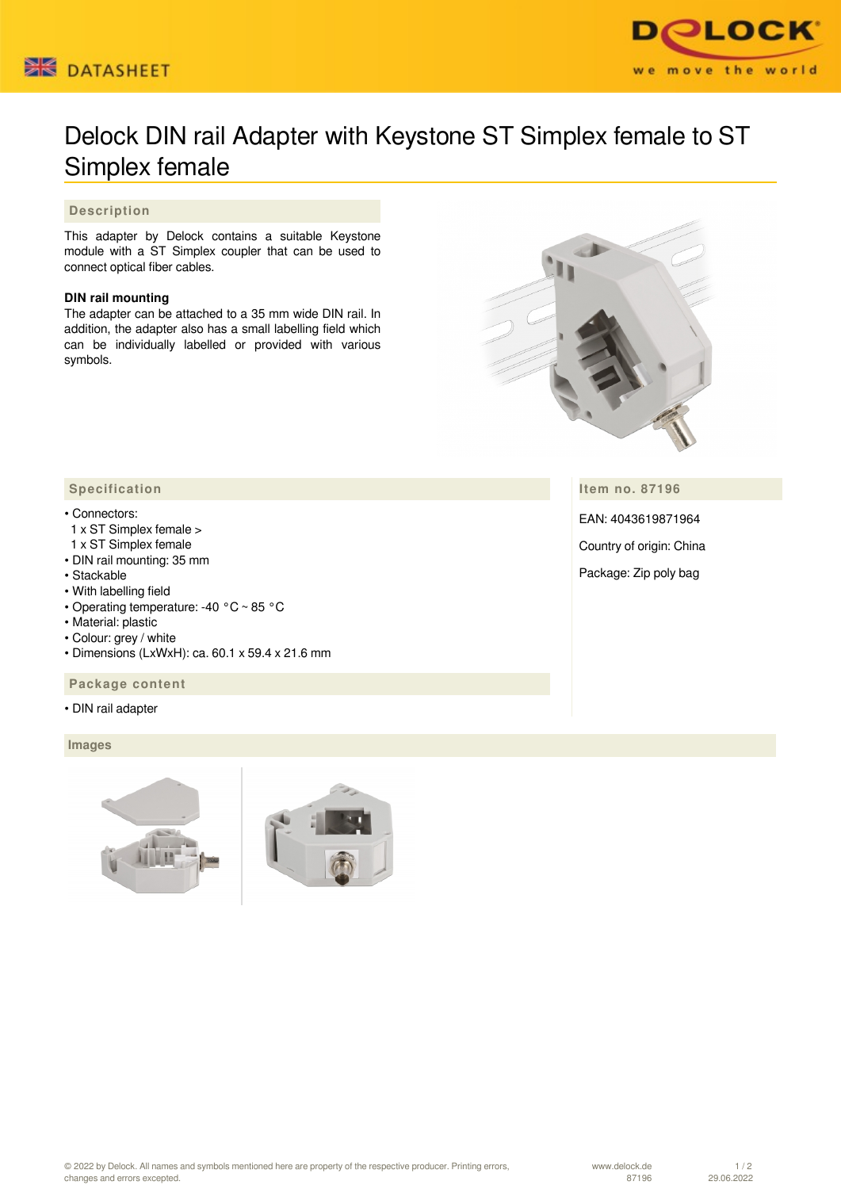DATASHEET

# Delock DIN rail Adapter with Keystone ST Simplex female to ST Simplex female

## Description

This adapter by Delock contains a suitable Keystone module with a ST Simplex coupler that can be used to connect optical fiber cables.

**DIN rail mounting**
The adapter can be attached to a 35 mm wide DIN rail. In addition, the adapter also has a small labelling field which can be individually labelled or provided with various symbols.

## Specification

- Connectors:
  1 x ST Simplex female >
  1 x ST Simplex female
- DIN rail mounting: 35 mm
- Stackable
- With labelling field
- Operating temperature: -40 °C ~ 85 °C
- Material: plastic
- Colour: grey / white
- Dimensions (LxWxH): ca. 60.1 x 59.4 x 21.6 mm

## Item no. 87196

EAN: 4043619871964

Country of origin: China

Package: Zip poly bag

## Package content

- DIN rail adapter

## Images

© 2022 by Delock. All names and symbols mentioned here are property of the respective producer. Printing errors, changes and errors excepted.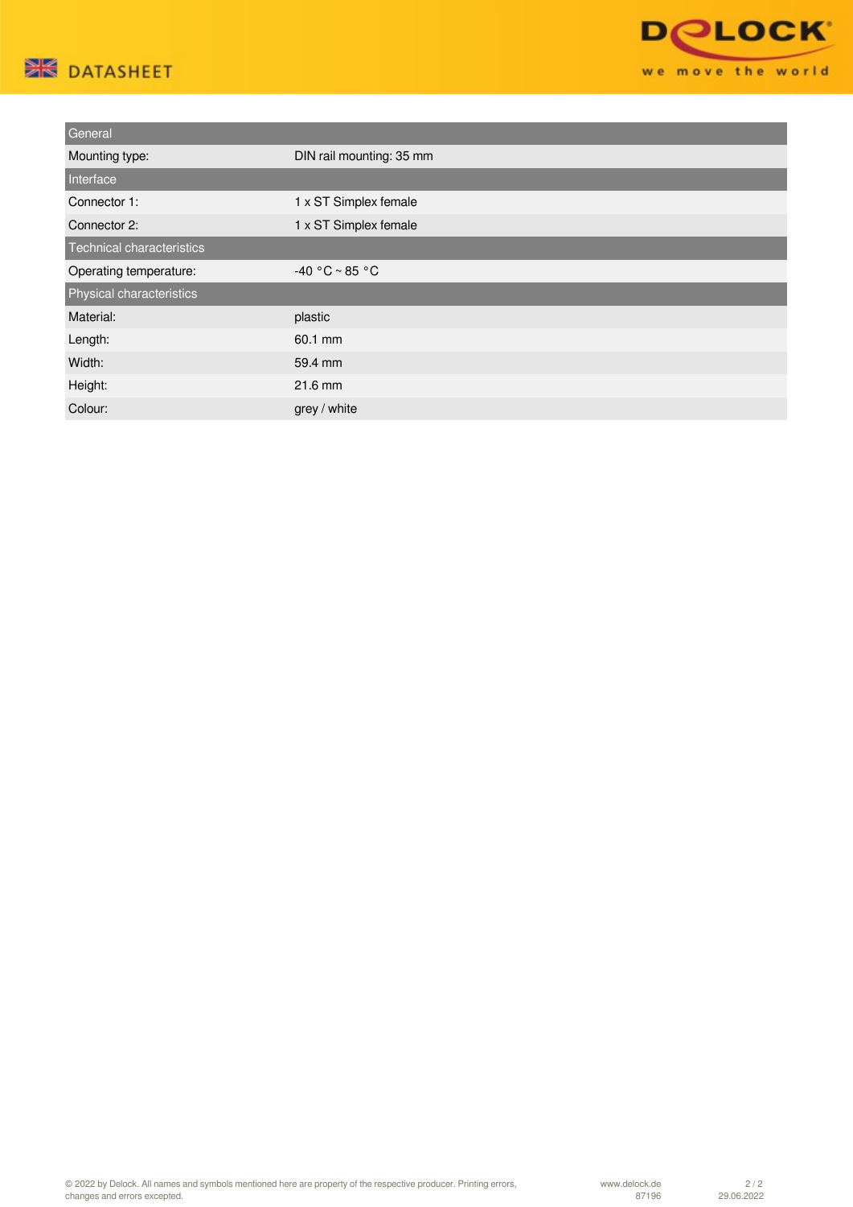| | |
|---|---|
| **General** | |
| Mounting type: | DIN rail mounting: 35 mm |
| **Interface** | |
| Connector 1: | 1 x ST Simplex female |
| Connector 2: | 1 x ST Simplex female |
| **Technical characteristics** | |
| Operating temperature: | -40 °C ~ 85 °C |
| **Physical characteristics** | |
| Material: | plastic |
| Length: | 60.1 mm |
| Width: | 59.4 mm |
| Height: | 21.6 mm |
| Colour: | grey / white |